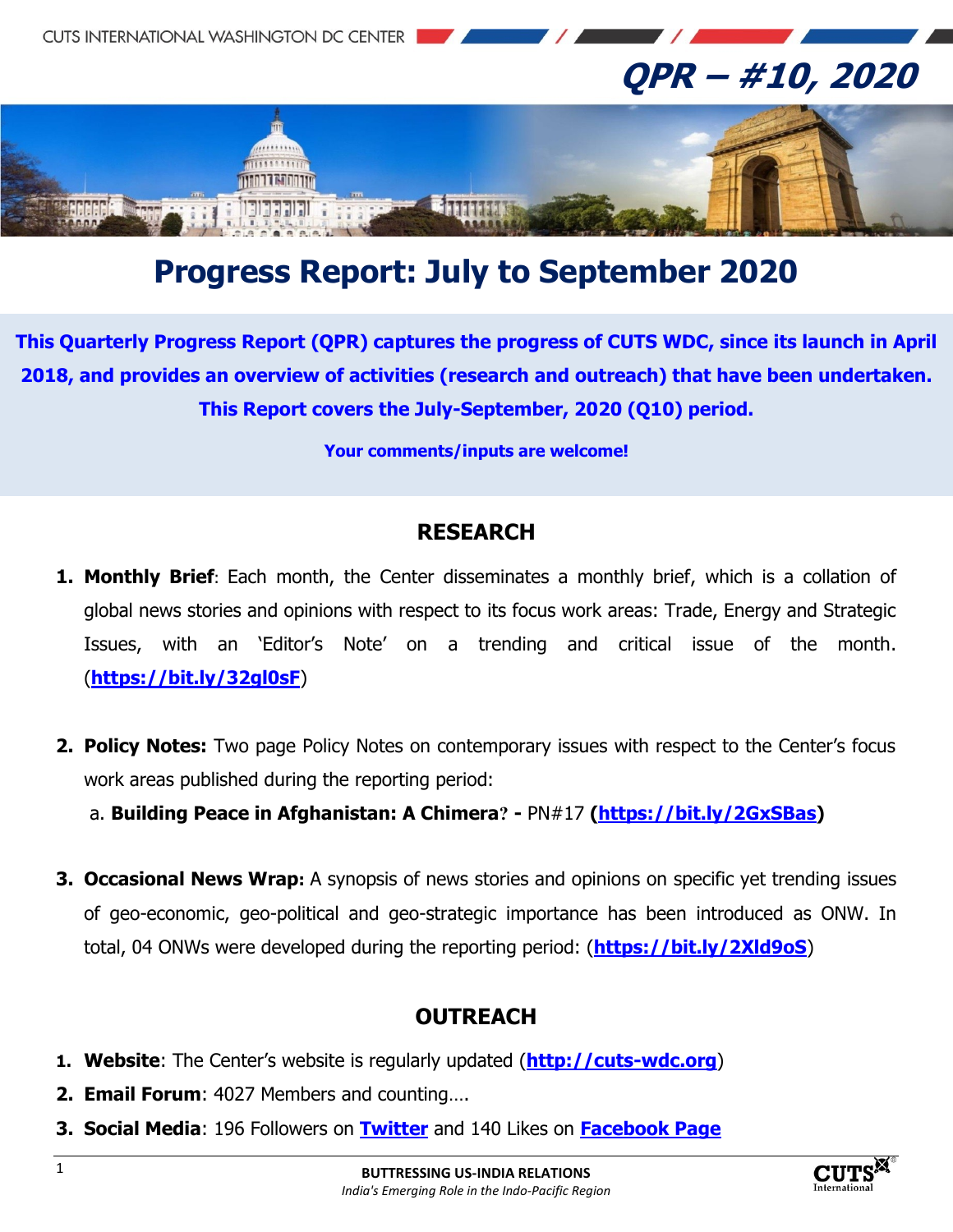# QPR – #10, 2020

# Progress Report: July to September 2020

**This Quarterly Progress Report (QPR) captures the progress of CUTS WDC, since its launch in April 2018, and provides an overview of activities (research and outreach) that have been undertaken. This Report covers the July-September, 2020 (Q10) period.**

**Your comments/inputs are welcome!**

## RESEARCH

1. **Monthly Brief**: Each month, the Center disseminates a monthly brief, which is a collation of global news stories and opinions with respect to its focus work areas: Trade, Energy and Strategic Issues, with an 'Editor's Note' on a trending and critical issue of the month. (**https://bit.ly/32gl0sF**)

2. **Policy Notes:** Two page Policy Notes on contemporary issues with respect to the Center's focus work areas published during the reporting period:
   a. **Building Peace in Afghanistan: A Chimera? -** PN#17 **(https://bit.ly/2GxSBas)**

3. **Occasional News Wrap:** A synopsis of news stories and opinions on specific yet trending issues of geo-economic, geo-political and geo-strategic importance has been introduced as ONW. In total, 04 ONWs were developed during the reporting period: (**https://bit.ly/2Xld9oS**)

## OUTREACH

1. **Website**: The Center's website is regularly updated (**http://cuts-wdc.org**)
2. **Email Forum**: 4027 Members and counting….
3. **Social Media**: 196 Followers on **Twitter** and 140 Likes on **Facebook Page**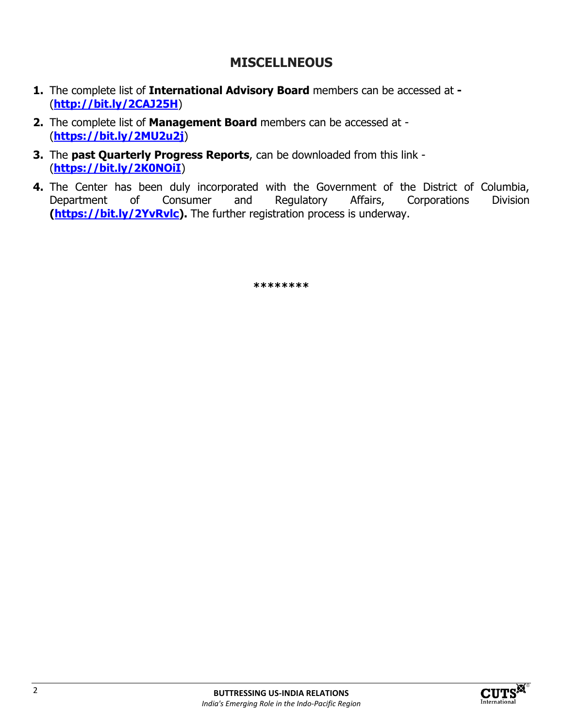## MISCELLNEOUS

1. The complete list of **International Advisory Board** members can be accessed at **-** (**http://bit.ly/2CAJ25H**)
2. The complete list of **Management Board** members can be accessed at - (**https://bit.ly/2MU2u2j**)
3. The **past Quarterly Progress Reports**, can be downloaded from this link - (**https://bit.ly/2K0NOiI**)
4. The Center has been duly incorporated with the Government of the District of Columbia, Department of Consumer and Regulatory Affairs, Corporations Division **(https://bit.ly/2YvRvlc).** The further registration process is underway.

********